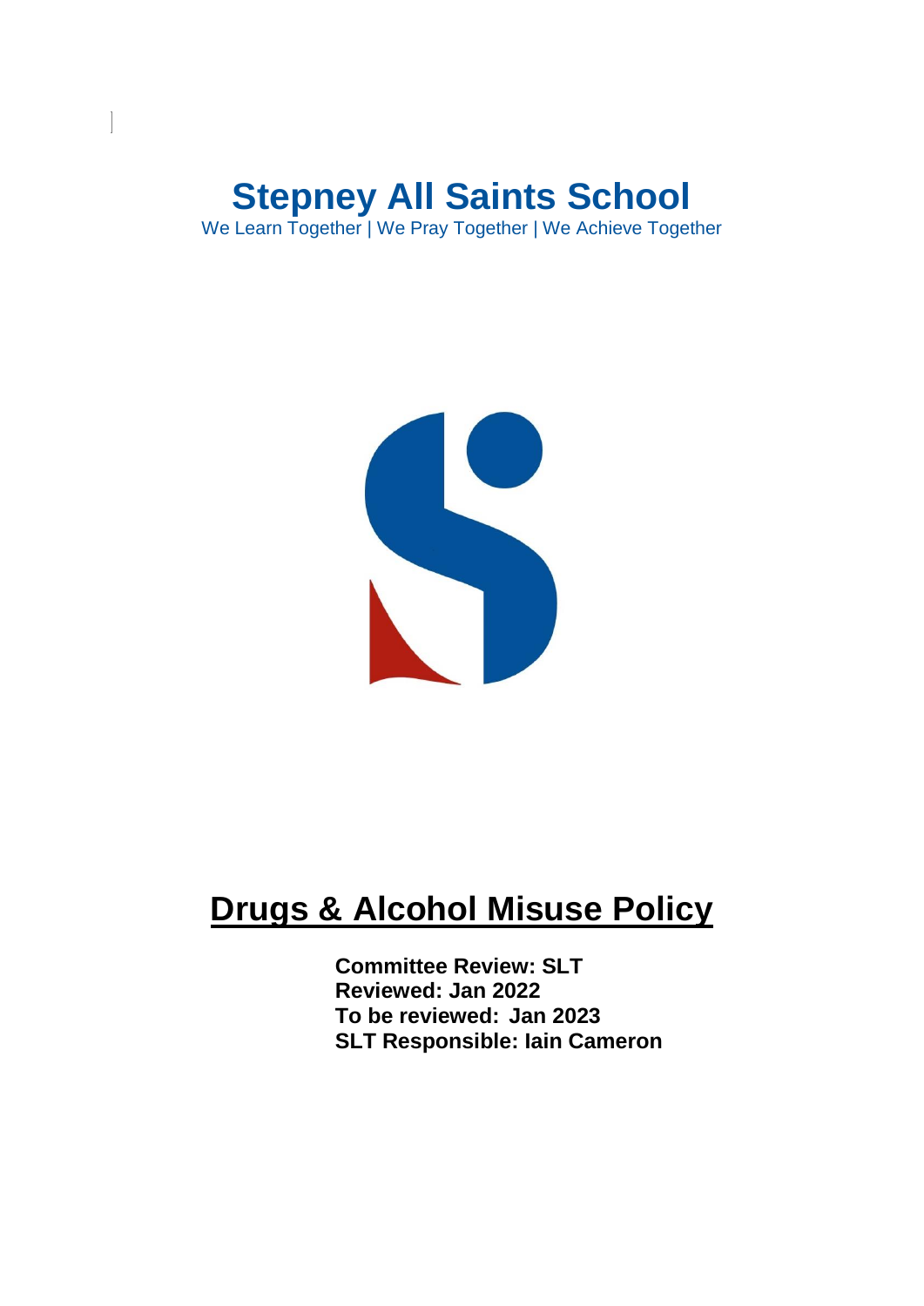# Stepney All Saints School

We Learn Together | We Pray Together | We Achieve Together

# Drugs & Alcohol Misuse Policy

**Committee Review: SLT**
**Reviewed: Jan 2022**
**To be reviewed: Jan 2023**
**SLT Responsible: Iain Cameron**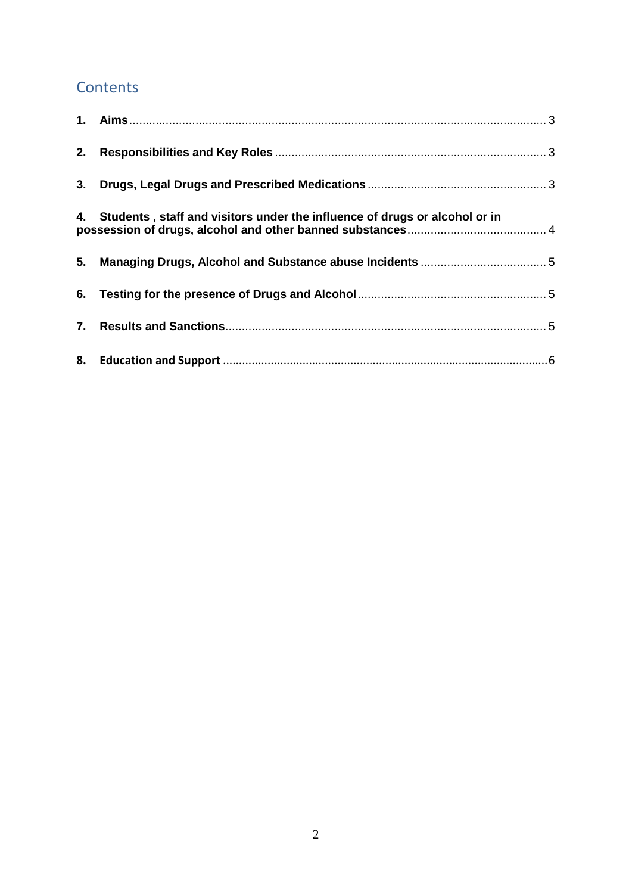## Contents

1. **Aims** ..... 3
2. **Responsibilities and Key Roles** ..... 3
3. **Drugs, Legal Drugs and Prescribed Medications** ..... 3
4. **Students , staff and visitors under the influence of drugs or alcohol or in possession of drugs, alcohol and other banned substances** ..... 4
5. **Managing Drugs, Alcohol and Substance abuse Incidents** ..... 5
6. **Testing for the presence of Drugs and Alcohol** ..... 5
7. **Results and Sanctions** ..... 5
8. **Education and Support** ..... 6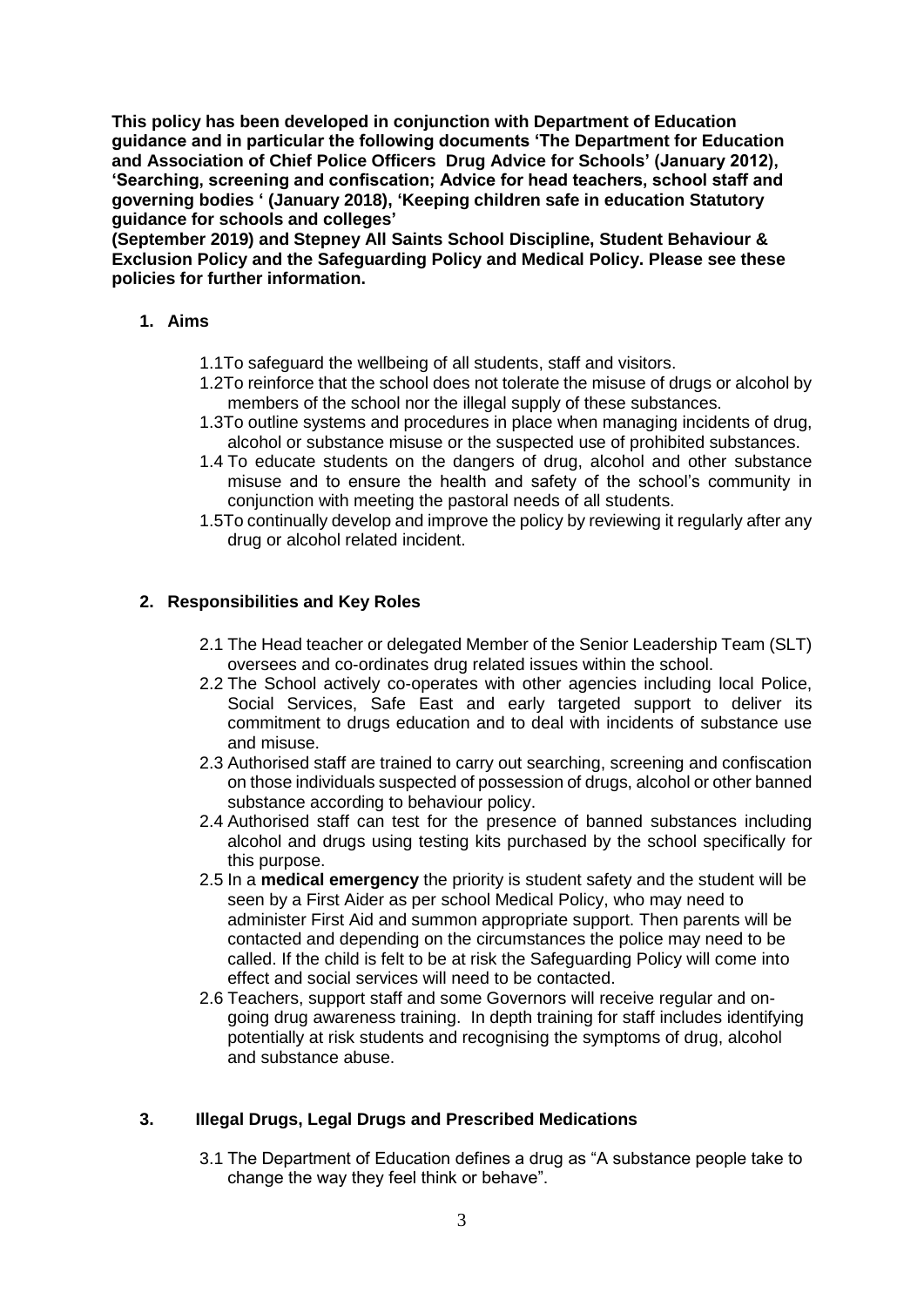**This policy has been developed in conjunction with Department of Education guidance and in particular the following documents 'The Department for Education and Association of Chief Police Officers Drug Advice for Schools' (January 2012), 'Searching, screening and confiscation; Advice for head teachers, school staff and governing bodies ' (January 2018), 'Keeping children safe in education Statutory guidance for schools and colleges' (September 2019) and Stepney All Saints School Discipline, Student Behaviour & Exclusion Policy and the Safeguarding Policy and Medical Policy. Please see these policies for further information.**

## 1. Aims

1.1 To safeguard the wellbeing of all students, staff and visitors.

1.2 To reinforce that the school does not tolerate the misuse of drugs or alcohol by members of the school nor the illegal supply of these substances.

1.3 To outline systems and procedures in place when managing incidents of drug, alcohol or substance misuse or the suspected use of prohibited substances.

1.4 To educate students on the dangers of drug, alcohol and other substance misuse and to ensure the health and safety of the school's community in conjunction with meeting the pastoral needs of all students.

1.5 To continually develop and improve the policy by reviewing it regularly after any drug or alcohol related incident.

## 2. Responsibilities and Key Roles

2.1 The Head teacher or delegated Member of the Senior Leadership Team (SLT) oversees and co-ordinates drug related issues within the school.

2.2 The School actively co-operates with other agencies including local Police, Social Services, Safe East and early targeted support to deliver its commitment to drugs education and to deal with incidents of substance use and misuse.

2.3 Authorised staff are trained to carry out searching, screening and confiscation on those individuals suspected of possession of drugs, alcohol or other banned substance according to behaviour policy.

2.4 Authorised staff can test for the presence of banned substances including alcohol and drugs using testing kits purchased by the school specifically for this purpose.

2.5 In a **medical emergency** the priority is student safety and the student will be seen by a First Aider as per school Medical Policy, who may need to administer First Aid and summon appropriate support. Then parents will be contacted and depending on the circumstances the police may need to be called. If the child is felt to be at risk the Safeguarding Policy will come into effect and social services will need to be contacted.

2.6 Teachers, support staff and some Governors will receive regular and on-going drug awareness training. In depth training for staff includes identifying potentially at risk students and recognising the symptoms of drug, alcohol and substance abuse.

## 3. Illegal Drugs, Legal Drugs and Prescribed Medications

3.1 The Department of Education defines a drug as "A substance people take to change the way they feel think or behave".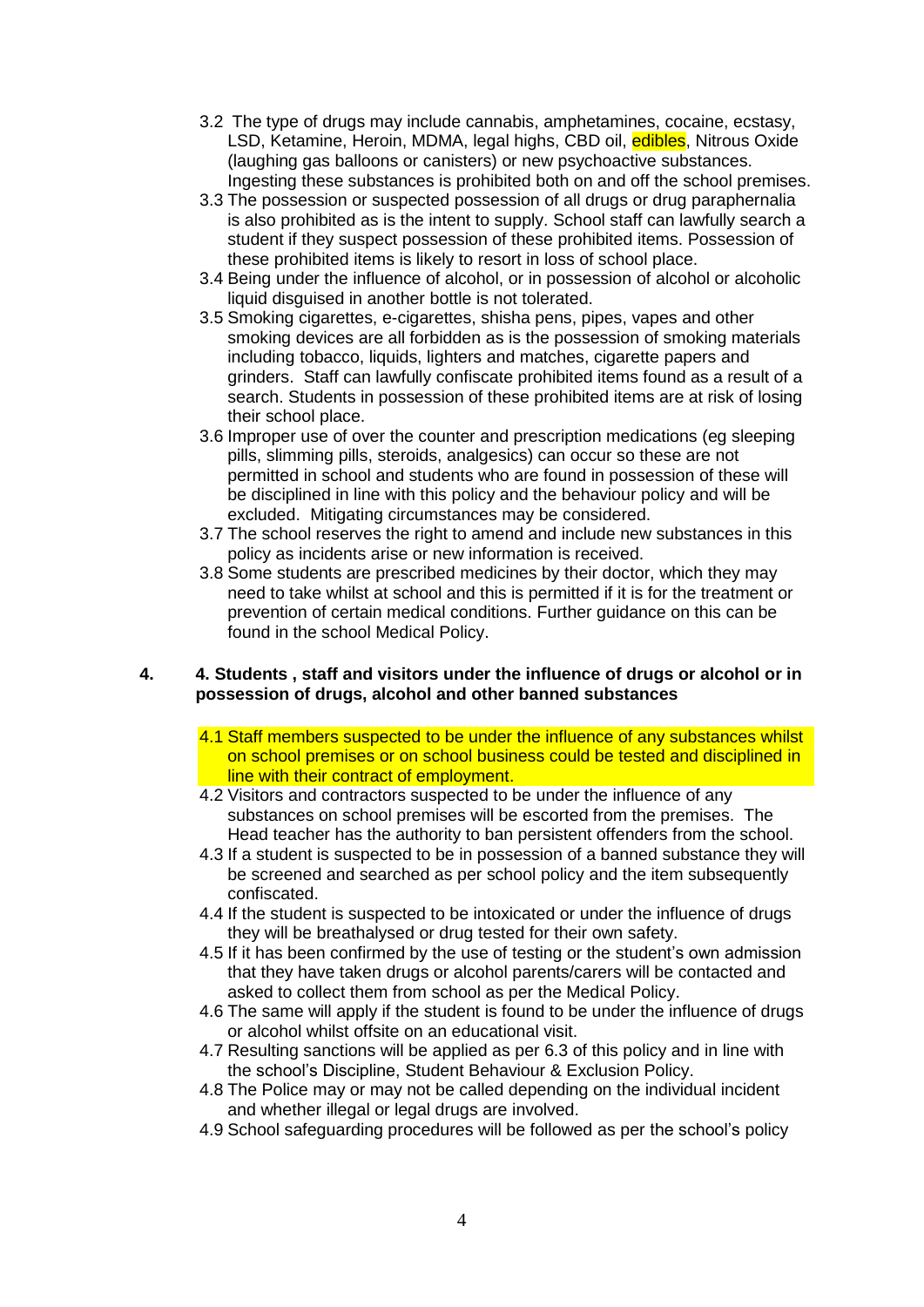3.2 The type of drugs may include cannabis, amphetamines, cocaine, ecstasy, LSD, Ketamine, Heroin, MDMA, legal highs, CBD oil, edibles, Nitrous Oxide (laughing gas balloons or canisters) or new psychoactive substances. Ingesting these substances is prohibited both on and off the school premises.

3.3 The possession or suspected possession of all drugs or drug paraphernalia is also prohibited as is the intent to supply. School staff can lawfully search a student if they suspect possession of these prohibited items. Possession of these prohibited items is likely to resort in loss of school place.

3.4 Being under the influence of alcohol, or in possession of alcohol or alcoholic liquid disguised in another bottle is not tolerated.

3.5 Smoking cigarettes, e-cigarettes, shisha pens, pipes, vapes and other smoking devices are all forbidden as is the possession of smoking materials including tobacco, liquids, lighters and matches, cigarette papers and grinders. Staff can lawfully confiscate prohibited items found as a result of a search. Students in possession of these prohibited items are at risk of losing their school place.

3.6 Improper use of over the counter and prescription medications (eg sleeping pills, slimming pills, steroids, analgesics) can occur so these are not permitted in school and students who are found in possession of these will be disciplined in line with this policy and the behaviour policy and will be excluded. Mitigating circumstances may be considered.

3.7 The school reserves the right to amend and include new substances in this policy as incidents arise or new information is received.

3.8 Some students are prescribed medicines by their doctor, which they may need to take whilst at school and this is permitted if it is for the treatment or prevention of certain medical conditions. Further guidance on this can be found in the school Medical Policy.

## 4. 4. Students , staff and visitors under the influence of drugs or alcohol or in possession of drugs, alcohol and other banned substances

4.1 Staff members suspected to be under the influence of any substances whilst on school premises or on school business could be tested and disciplined in line with their contract of employment.

4.2 Visitors and contractors suspected to be under the influence of any substances on school premises will be escorted from the premises. The Head teacher has the authority to ban persistent offenders from the school.

4.3 If a student is suspected to be in possession of a banned substance they will be screened and searched as per school policy and the item subsequently confiscated.

4.4 If the student is suspected to be intoxicated or under the influence of drugs they will be breathalysed or drug tested for their own safety.

4.5 If it has been confirmed by the use of testing or the student's own admission that they have taken drugs or alcohol parents/carers will be contacted and asked to collect them from school as per the Medical Policy.

4.6 The same will apply if the student is found to be under the influence of drugs or alcohol whilst offsite on an educational visit.

4.7 Resulting sanctions will be applied as per 6.3 of this policy and in line with the school's Discipline, Student Behaviour & Exclusion Policy.

4.8 The Police may or may not be called depending on the individual incident and whether illegal or legal drugs are involved.

4.9 School safeguarding procedures will be followed as per the school's policy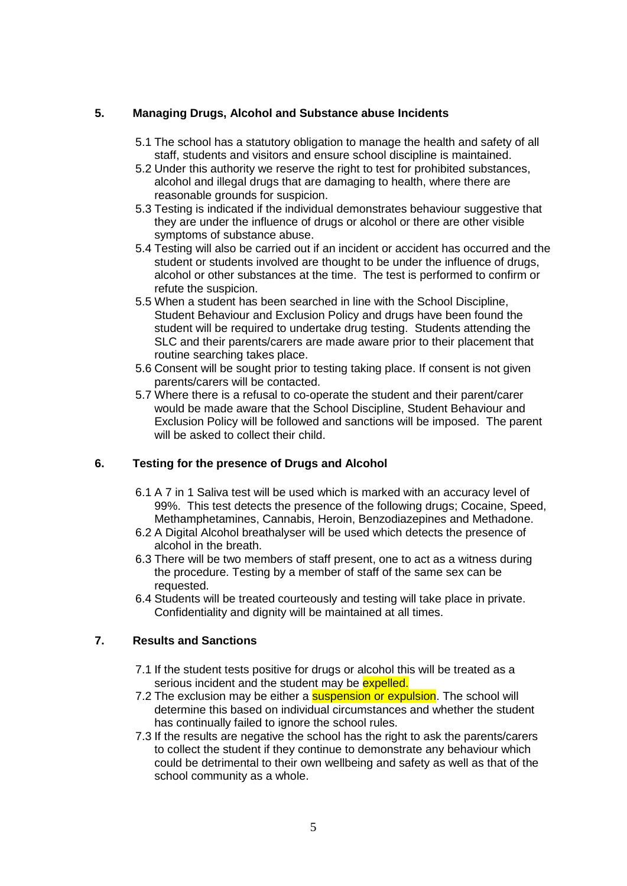## 5. Managing Drugs, Alcohol and Substance abuse Incidents

5.1 The school has a statutory obligation to manage the health and safety of all staff, students and visitors and ensure school discipline is maintained.

5.2 Under this authority we reserve the right to test for prohibited substances, alcohol and illegal drugs that are damaging to health, where there are reasonable grounds for suspicion.

5.3 Testing is indicated if the individual demonstrates behaviour suggestive that they are under the influence of drugs or alcohol or there are other visible symptoms of substance abuse.

5.4 Testing will also be carried out if an incident or accident has occurred and the student or students involved are thought to be under the influence of drugs, alcohol or other substances at the time. The test is performed to confirm or refute the suspicion.

5.5 When a student has been searched in line with the School Discipline, Student Behaviour and Exclusion Policy and drugs have been found the student will be required to undertake drug testing. Students attending the SLC and their parents/carers are made aware prior to their placement that routine searching takes place.

5.6 Consent will be sought prior to testing taking place. If consent is not given parents/carers will be contacted.

5.7 Where there is a refusal to co-operate the student and their parent/carer would be made aware that the School Discipline, Student Behaviour and Exclusion Policy will be followed and sanctions will be imposed. The parent will be asked to collect their child.

## 6. Testing for the presence of Drugs and Alcohol

6.1 A 7 in 1 Saliva test will be used which is marked with an accuracy level of 99%. This test detects the presence of the following drugs; Cocaine, Speed, Methamphetamines, Cannabis, Heroin, Benzodiazepines and Methadone.

6.2 A Digital Alcohol breathalyser will be used which detects the presence of alcohol in the breath.

6.3 There will be two members of staff present, one to act as a witness during the procedure. Testing by a member of staff of the same sex can be requested.

6.4 Students will be treated courteously and testing will take place in private. Confidentiality and dignity will be maintained at all times.

## 7. Results and Sanctions

7.1 If the student tests positive for drugs or alcohol this will be treated as a serious incident and the student may be expelled.

7.2 The exclusion may be either a suspension or expulsion. The school will determine this based on individual circumstances and whether the student has continually failed to ignore the school rules.

7.3 If the results are negative the school has the right to ask the parents/carers to collect the student if they continue to demonstrate any behaviour which could be detrimental to their own wellbeing and safety as well as that of the school community as a whole.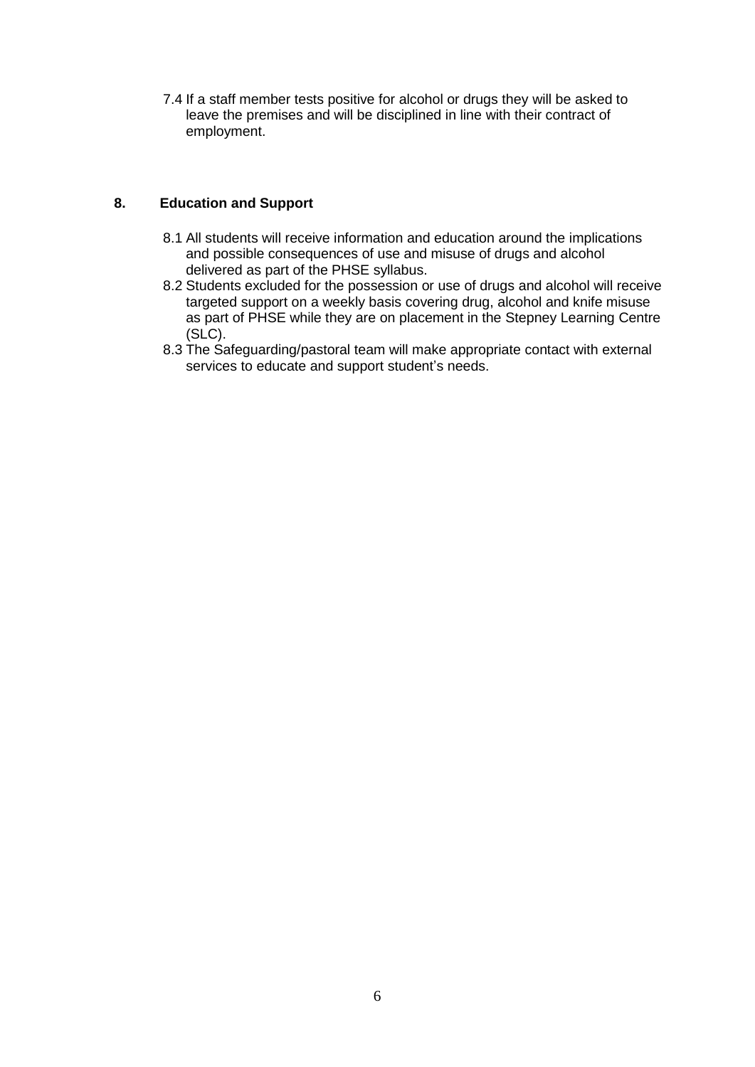7.4 If a staff member tests positive for alcohol or drugs they will be asked to leave the premises and will be disciplined in line with their contract of employment.

## 8. Education and Support

8.1 All students will receive information and education around the implications and possible consequences of use and misuse of drugs and alcohol delivered as part of the PHSE syllabus.

8.2 Students excluded for the possession or use of drugs and alcohol will receive targeted support on a weekly basis covering drug, alcohol and knife misuse as part of PHSE while they are on placement in the Stepney Learning Centre (SLC).

8.3 The Safeguarding/pastoral team will make appropriate contact with external services to educate and support student's needs.